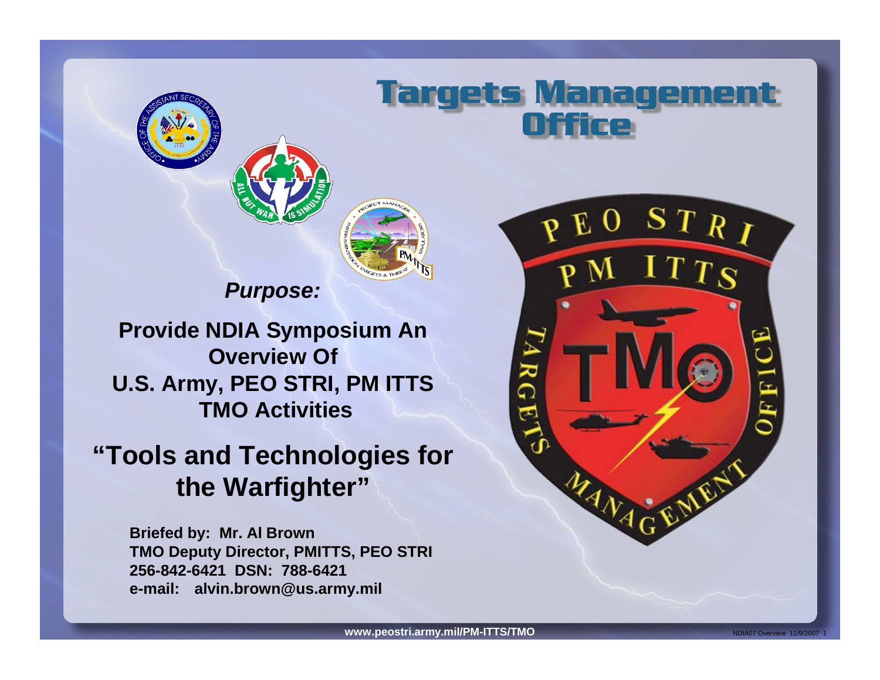# Targets Management Office

***Purpose:***

**Provide NDIA Symposium An Overview Of U.S. Army, PEO STRI, PM ITTS TMO Activities**

## "Tools and Technologies for the Warfighter"

**Briefed by: Mr. Al Brown**
**TMO Deputy Director, PMITTS, PEO STRI**
**256-842-6421 DSN: 788-6421**
**e-mail: alvin.brown@us.army.mil**

**www.peostri.army.mil/PM-ITTS/TMO**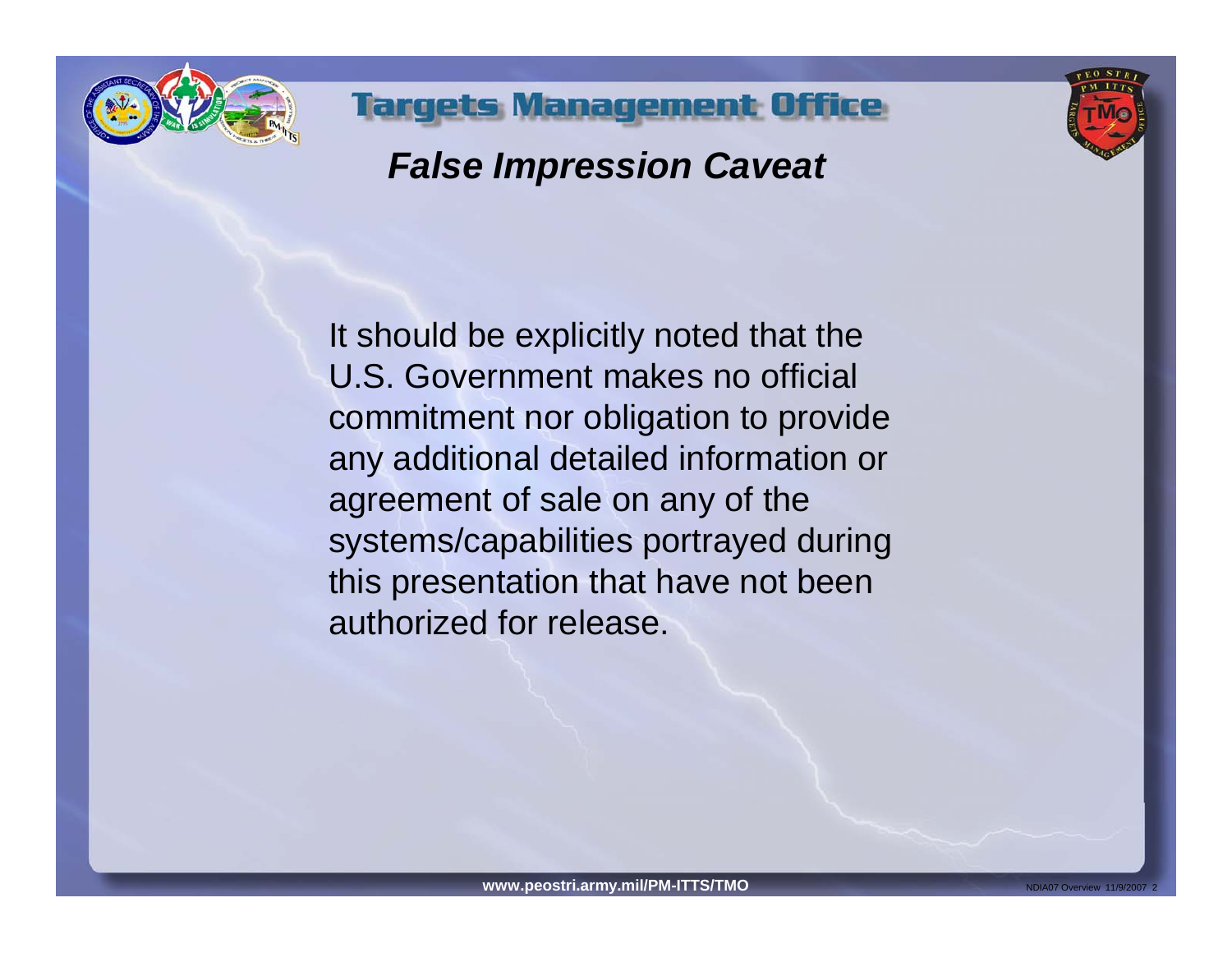# Targets Management Office

## *False Impression Caveat*

It should be explicitly noted that the U.S. Government makes no official commitment nor obligation to provide any additional detailed information or agreement of sale on any of the systems/capabilities portrayed during this presentation that have not been authorized for release.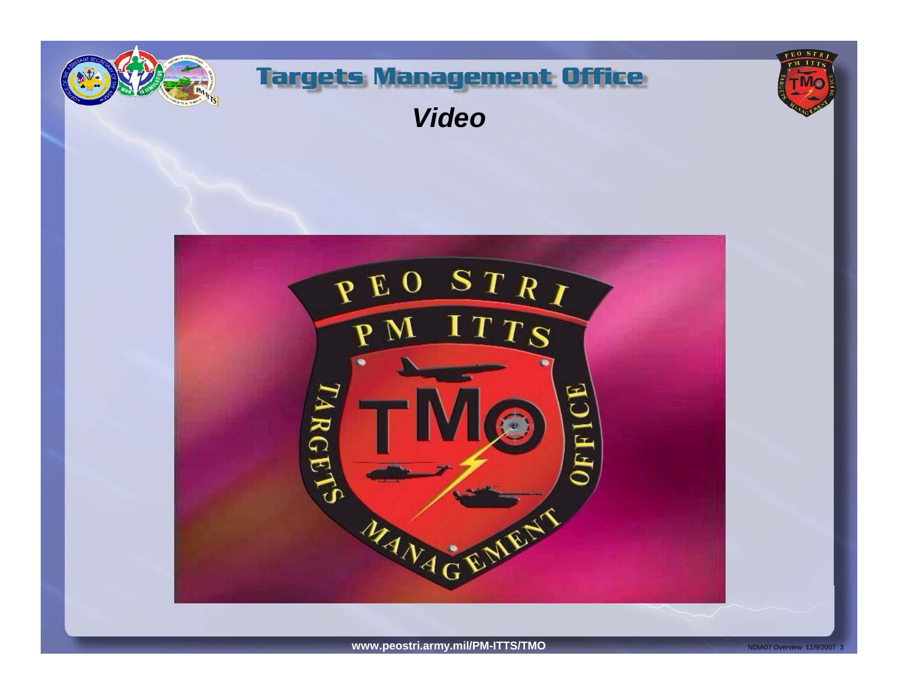# Targets Management Office

## *Video*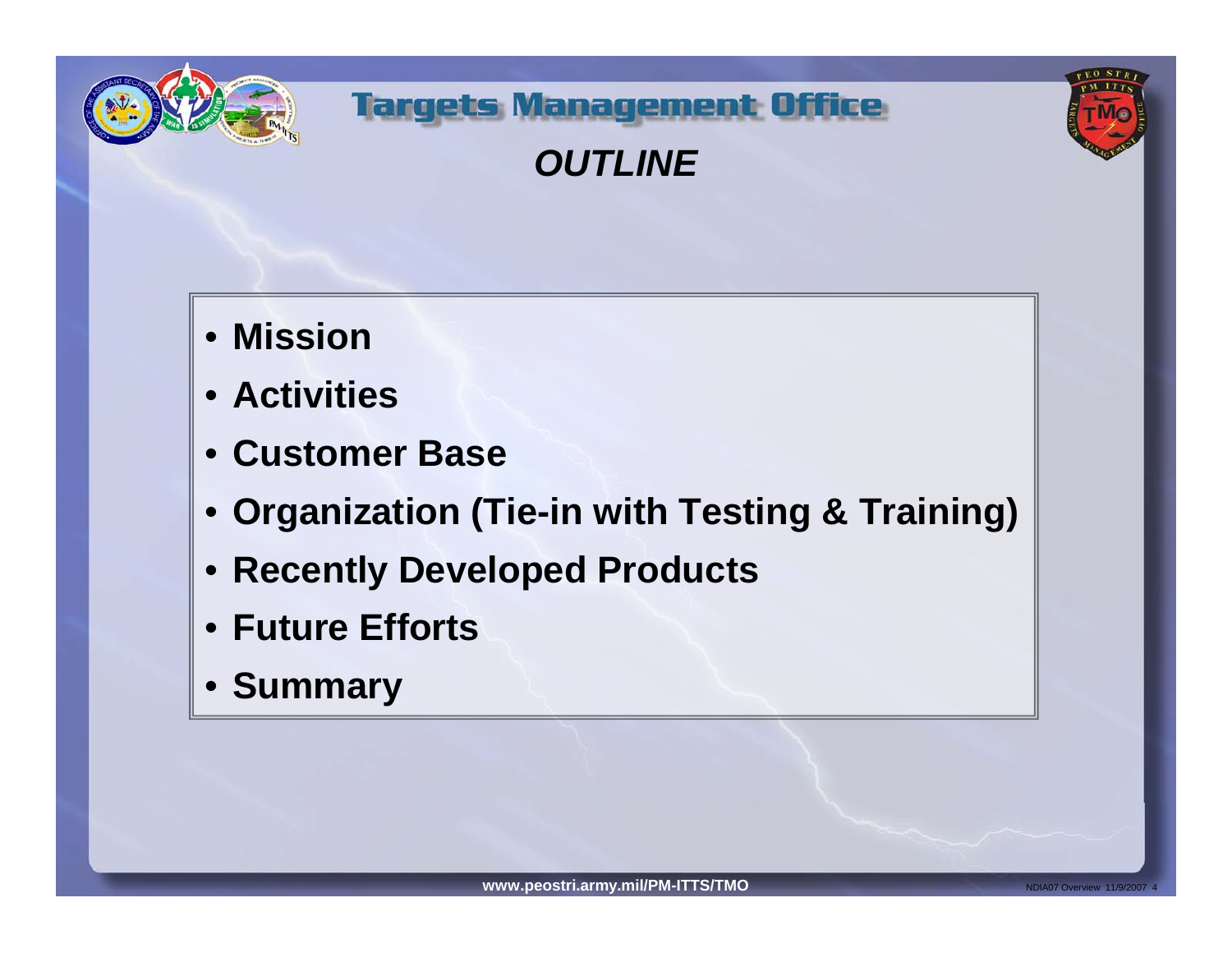# Targets Management Office

## *OUTLINE*

- **Mission**
- **Activities**
- **Customer Base**
- **Organization (Tie-in with Testing & Training)**
- **Recently Developed Products**
- **Future Efforts**
- **Summary**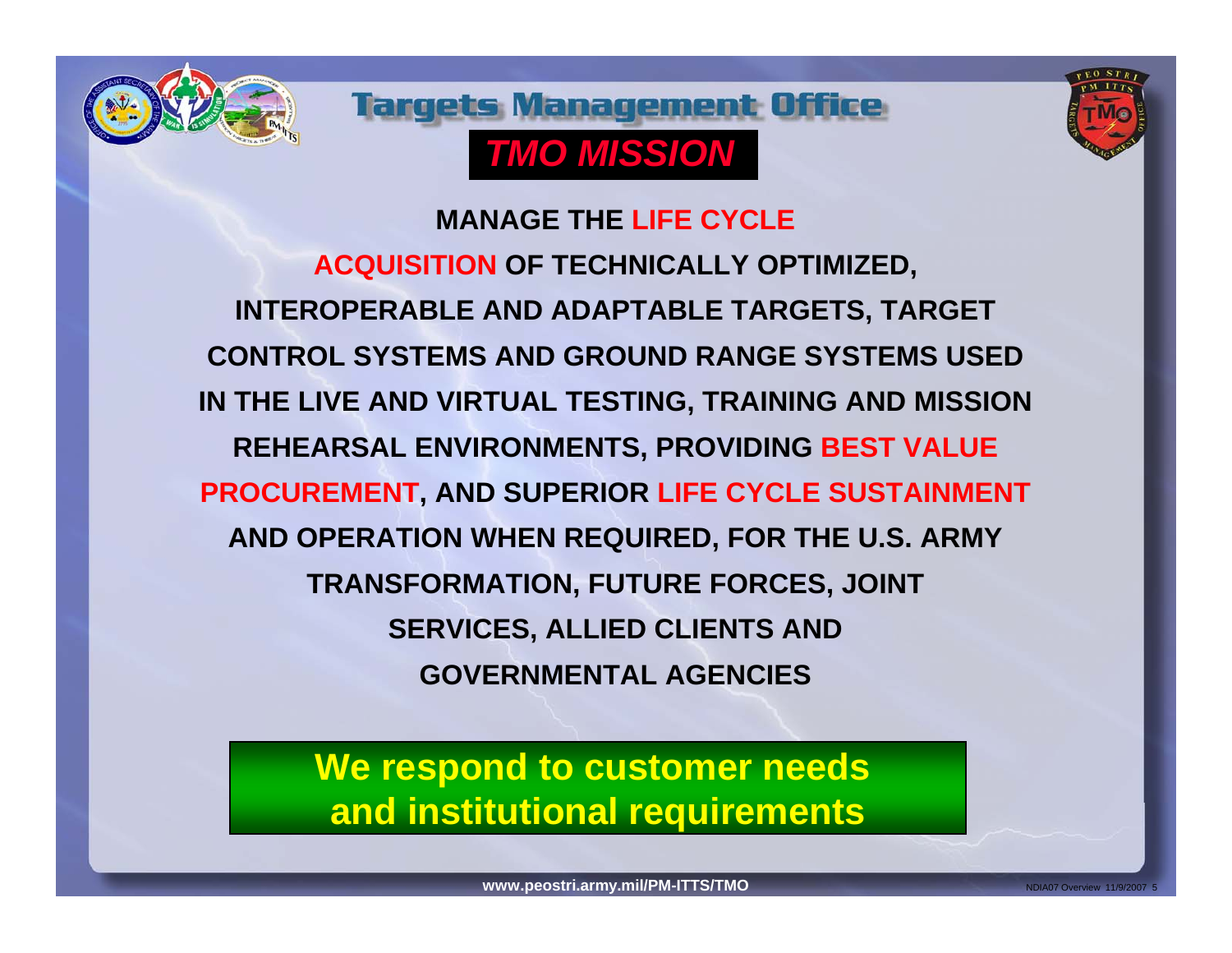# Targets Management Office

## *TMO MISSION*

**MANAGE THE LIFE CYCLE ACQUISITION OF TECHNICALLY OPTIMIZED, INTEROPERABLE AND ADAPTABLE TARGETS, TARGET CONTROL SYSTEMS AND GROUND RANGE SYSTEMS USED IN THE LIVE AND VIRTUAL TESTING, TRAINING AND MISSION REHEARSAL ENVIRONMENTS, PROVIDING BEST VALUE PROCUREMENT, AND SUPERIOR LIFE CYCLE SUSTAINMENT AND OPERATION WHEN REQUIRED, FOR THE U.S. ARMY TRANSFORMATION, FUTURE FORCES, JOINT SERVICES, ALLIED CLIENTS AND GOVERNMENTAL AGENCIES**

**We respond to customer needs and institutional requirements**

www.peostri.army.mil/PM-ITTS/TMO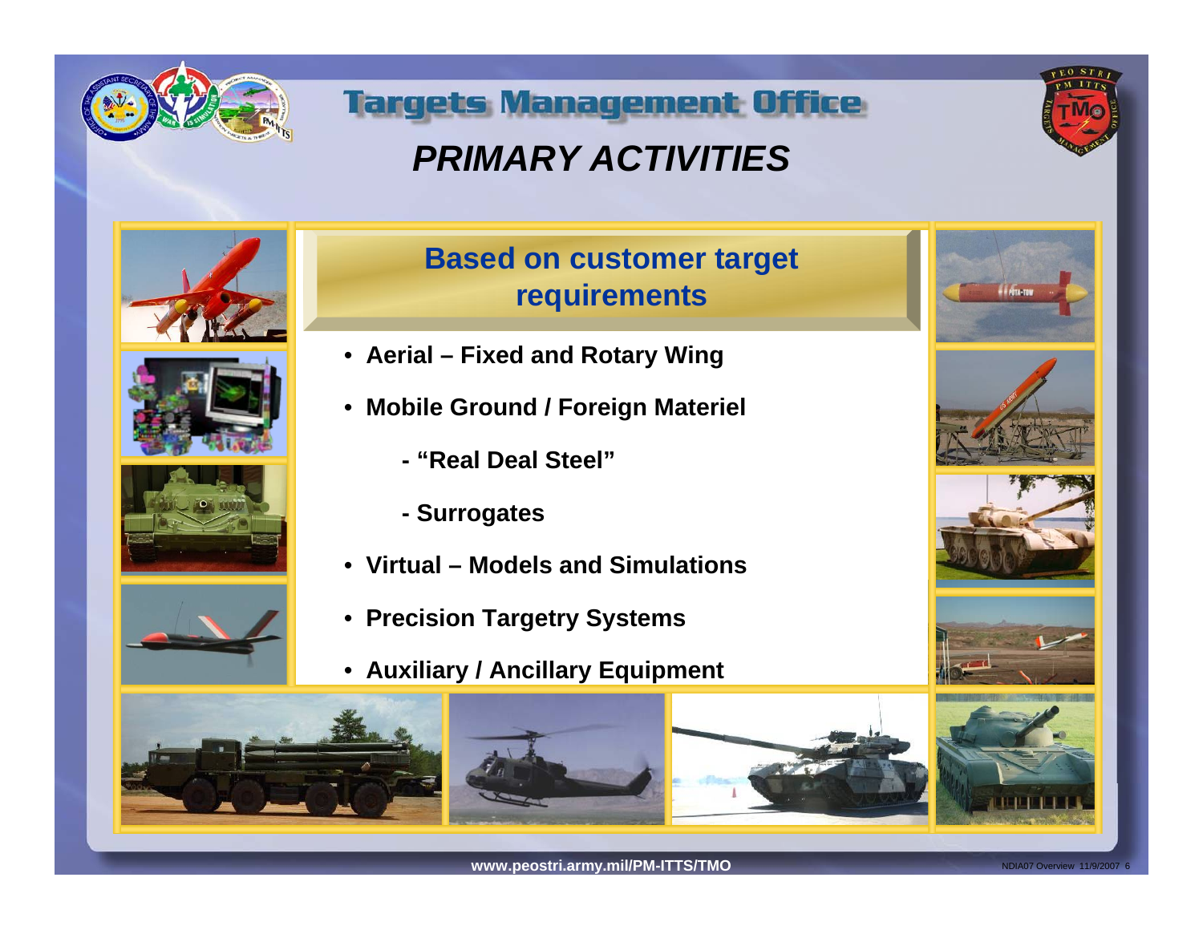# Targets Management Office

## *PRIMARY ACTIVITIES*

### Based on customer target requirements

- **Aerial – Fixed and Rotary Wing**
- **Mobile Ground / Foreign Materiel**
  - **- "Real Deal Steel"**
  - **- Surrogates**
- **Virtual – Models and Simulations**
- **Precision Targetry Systems**
- **Auxiliary / Ancillary Equipment**

www.peostri.army.mil/PM-ITTS/TMO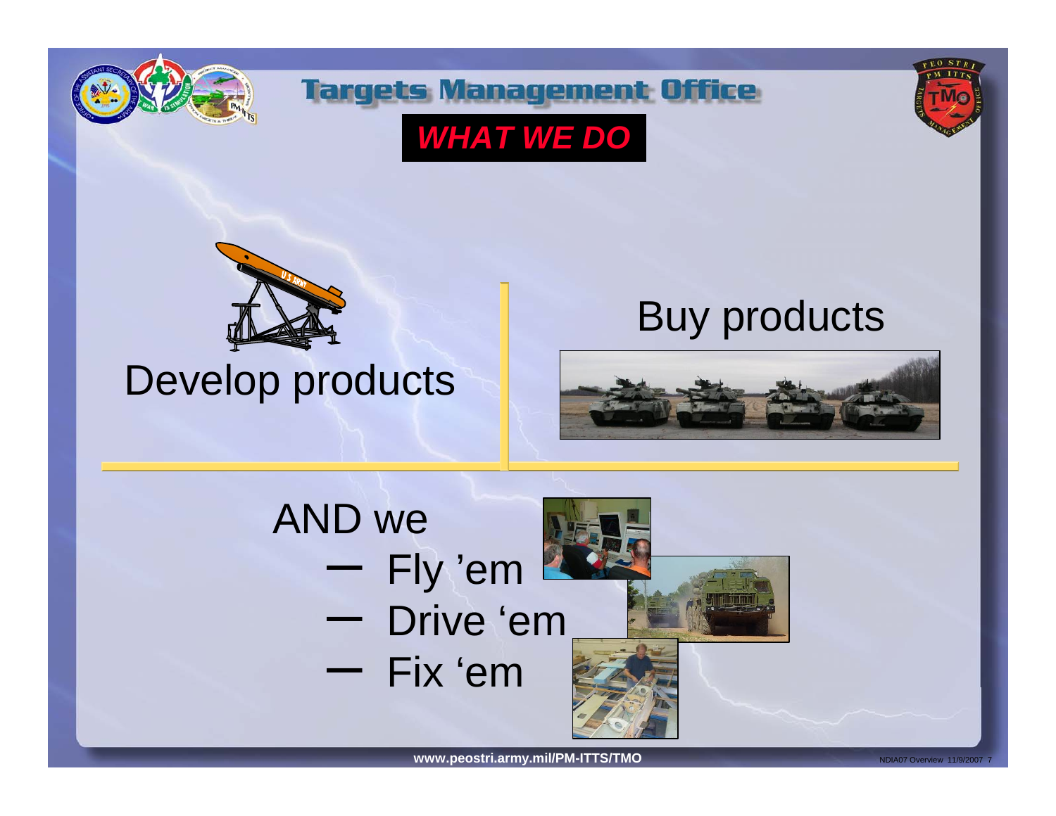# Targets Management Office

## *WHAT WE DO*

Develop products

Buy products

AND we

- Fly 'em
- Drive 'em
- Fix 'em

www.peostri.army.mil/PM-ITTS/TMO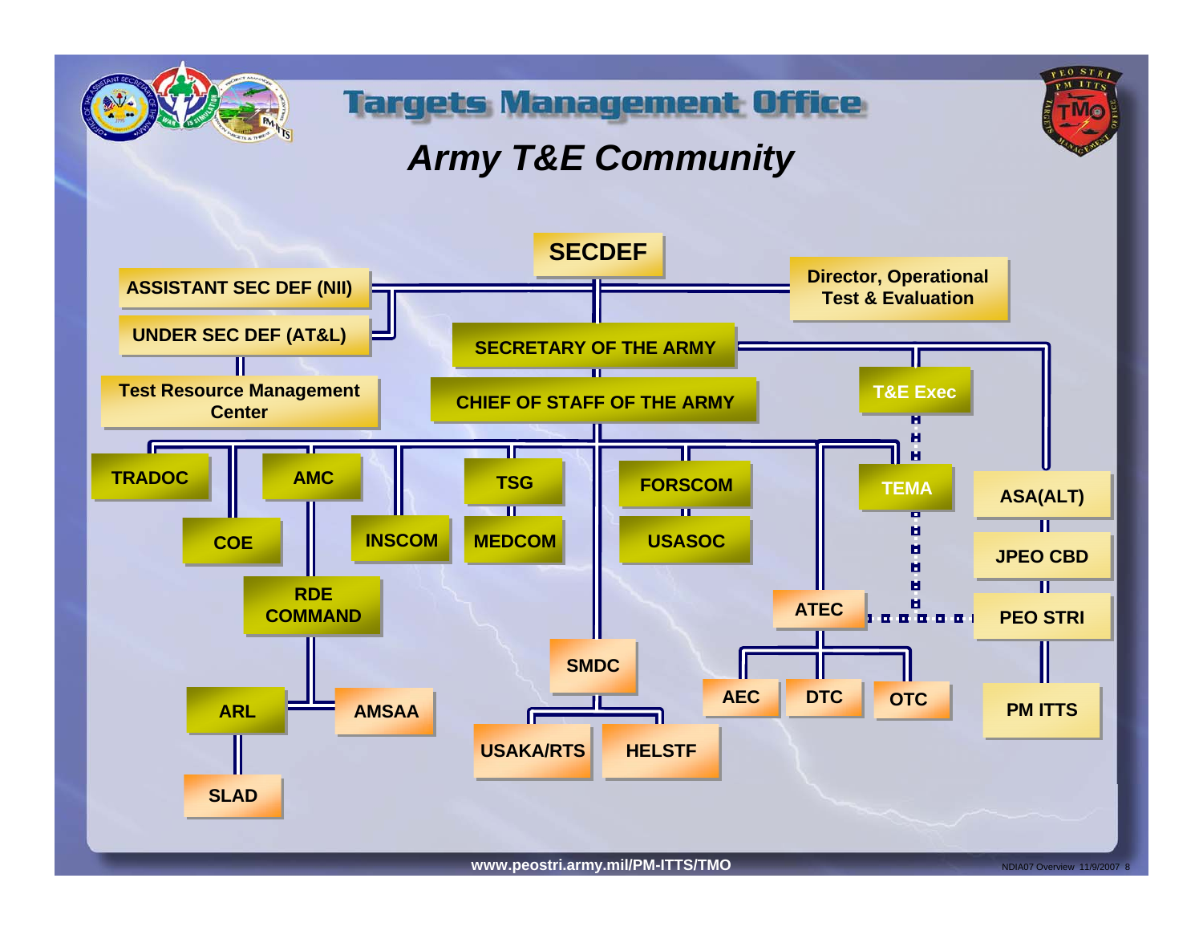# Targets Management Office

## *Army T&E Community*

- SECDEF
  - ASSISTANT SEC DEF (NII)
  - UNDER SEC DEF (AT&L)
    - Test Resource Management Center
  - Director, Operational Test & Evaluation
  - SECRETARY OF THE ARMY
    - CHIEF OF STAFF OF THE ARMY
      - TRADOC
      - COE
      - AMC
        - RDE COMMAND
          - ARL
            - SLAD
          - AMSAA
      - INSCOM
      - TSG
        - MEDCOM
      - SMDC
        - USAKA/RTS
        - HELSTF
      - FORSCOM
        - USASOC
      - ATEC
        - AEC
        - DTC
        - OTC
      - TEMA
    - T&E Exec
    - ASA(ALT)
      - JPEO CBD
      - PEO STRI
        - PM ITTS

www.peostri.army.mil/PM-ITTS/TMO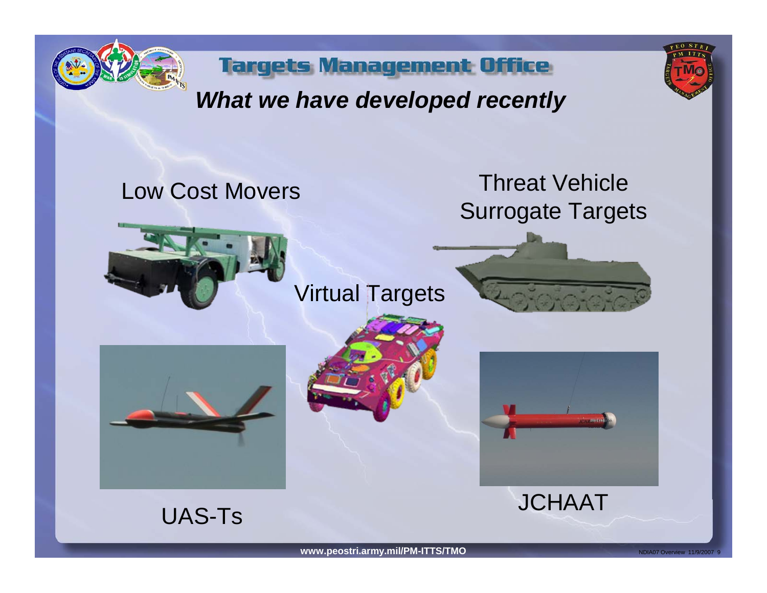# Targets Management Office

## *What we have developed recently*

Low Cost Movers

Threat Vehicle Surrogate Targets

Virtual Targets

UAS-Ts

JCHAAT

**www.peostri.army.mil/PM-ITTS/TMO**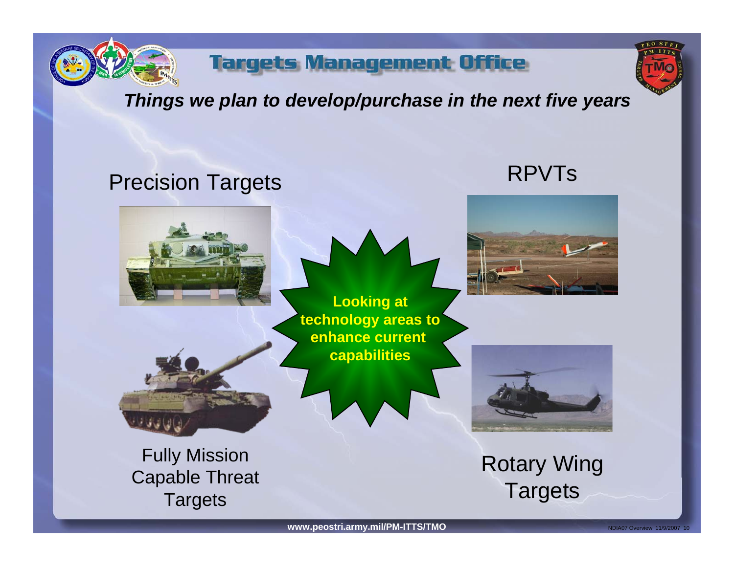# Targets Management Office

***Things we plan to develop/purchase in the next five years***

## Precision Targets

## RPVTs

**Looking at technology areas to enhance current capabilities**

## Fully Mission Capable Threat Targets

## Rotary Wing Targets

**www.peostri.army.mil/PM-ITTS/TMO**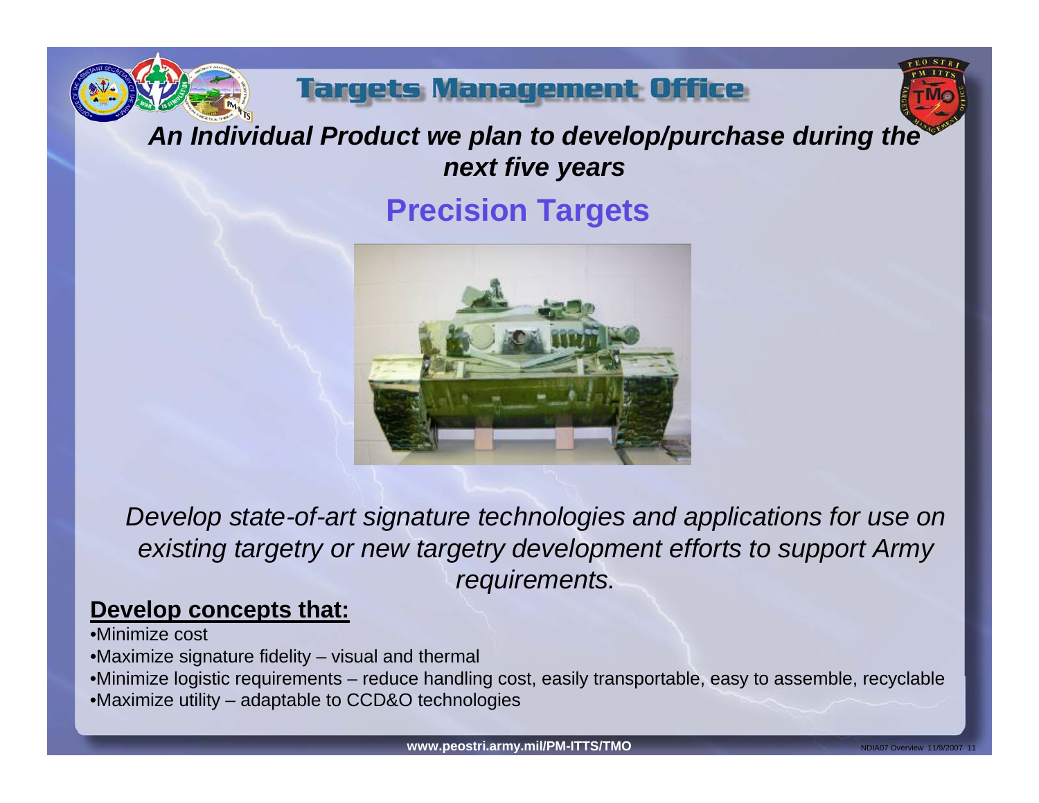# Targets Management Office

***An Individual Product we plan to develop/purchase during the next five years***

## Precision Targets

*Develop state-of-art signature technologies and applications for use on existing targetry or new targetry development efforts to support Army requirements.*

**Develop concepts that:**

- Minimize cost
- Maximize signature fidelity – visual and thermal
- Minimize logistic requirements – reduce handling cost, easily transportable, easy to assemble, recyclable
- Maximize utility – adaptable to CCD&O technologies

**www.peostri.army.mil/PM-ITTS/TMO**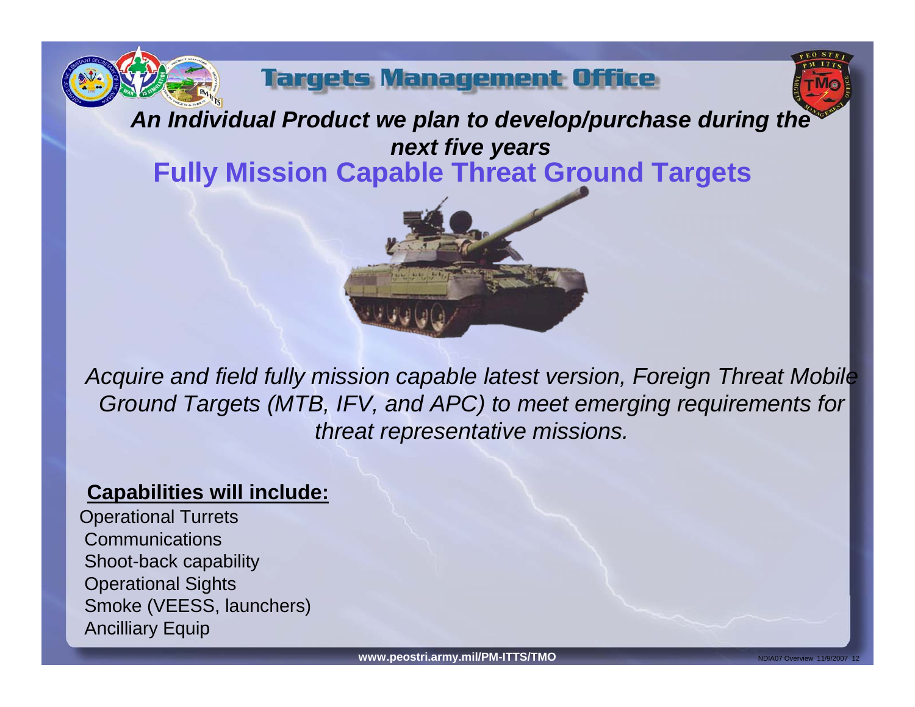# Targets Management Office

***An Individual Product we plan to develop/purchase during the next five years***

## Fully Mission Capable Threat Ground Targets

*Acquire and field fully mission capable latest version, Foreign Threat Mobile Ground Targets (MTB, IFV, and APC) to meet emerging requirements for threat representative missions.*

**Capabilities will include:**

- Operational Turrets
- Communications
- Shoot-back capability
- Operational Sights
- Smoke (VEESS, launchers)
- Ancilliary Equip

www.peostri.army.mil/PM-ITTS/TMO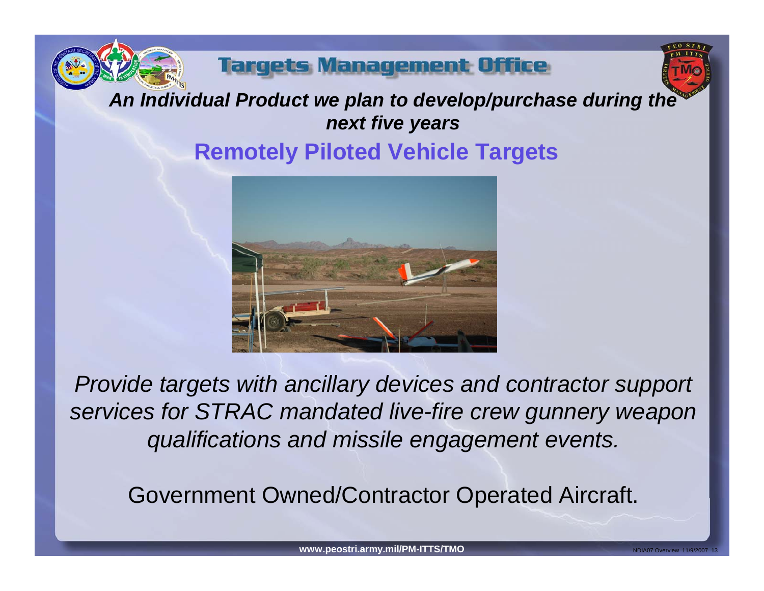# Targets Management Office

***An Individual Product we plan to develop/purchase during the next five years***

## Remotely Piloted Vehicle Targets

*Provide targets with ancillary devices and contractor support services for STRAC mandated live-fire crew gunnery weapon qualifications and missile engagement events.*

Government Owned/Contractor Operated Aircraft.

**www.peostri.army.mil/PM-ITTS/TMO**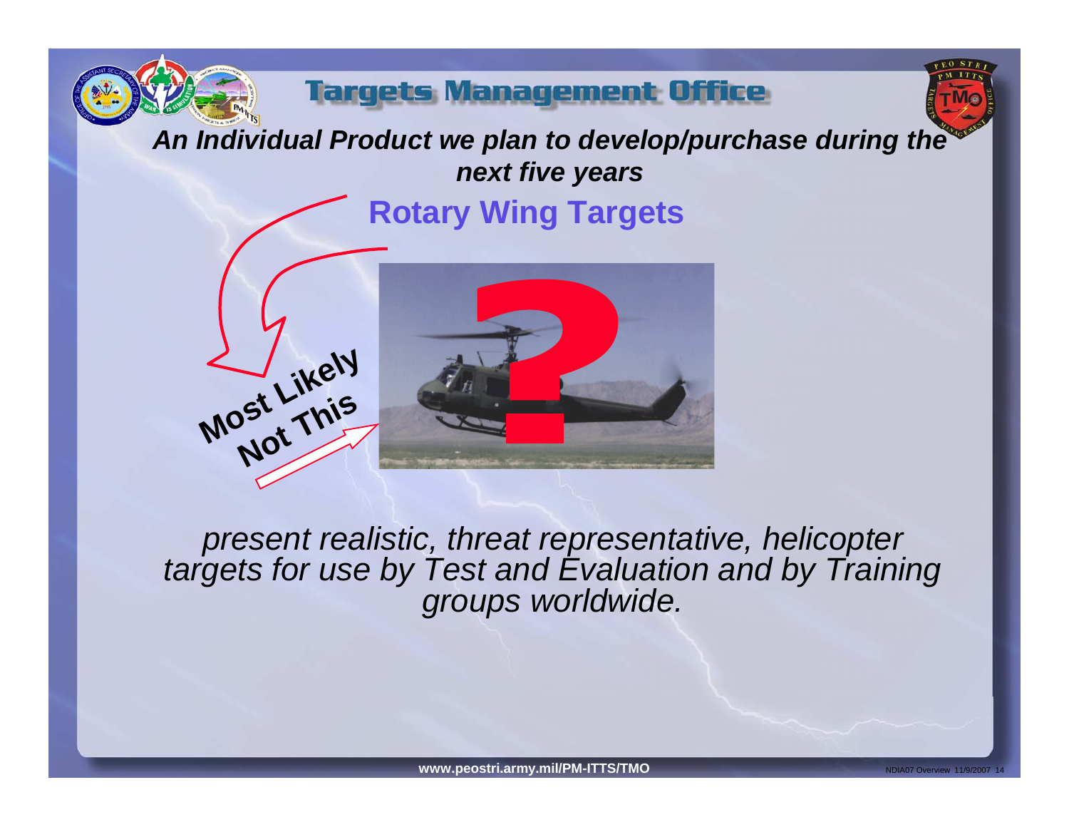# Targets Management Office

***An Individual Product we plan to develop/purchase during the next five years***

## Rotary Wing Targets

**Most Likely**

**Not This**

*present realistic, threat representative, helicopter targets for use by Test and Evaluation and by Training groups worldwide.*

**www.peostri.army.mil/PM-ITTS/TMO**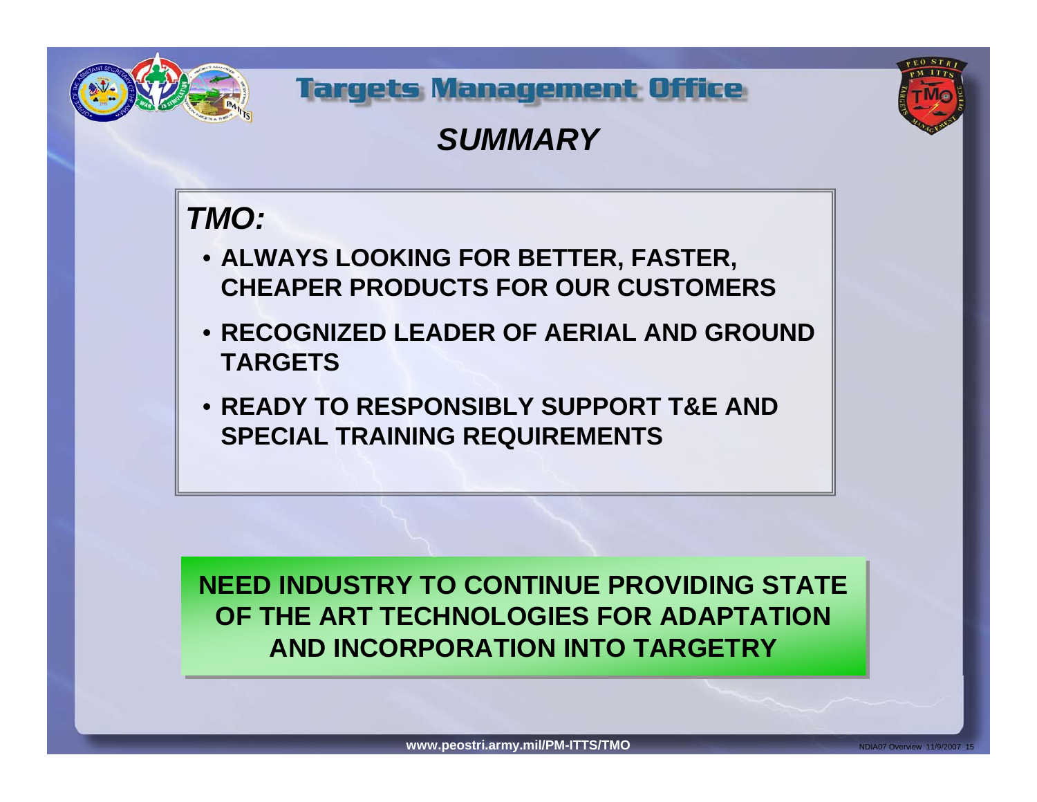# Targets Management Office

## *SUMMARY*

***TMO:***

- **ALWAYS LOOKING FOR BETTER, FASTER, CHEAPER PRODUCTS FOR OUR CUSTOMERS**
- **RECOGNIZED LEADER OF AERIAL AND GROUND TARGETS**
- **READY TO RESPONSIBLY SUPPORT T&E AND SPECIAL TRAINING REQUIREMENTS**

**NEED INDUSTRY TO CONTINUE PROVIDING STATE OF THE ART TECHNOLOGIES FOR ADAPTATION AND INCORPORATION INTO TARGETRY**

**www.peostri.army.mil/PM-ITTS/TMO**